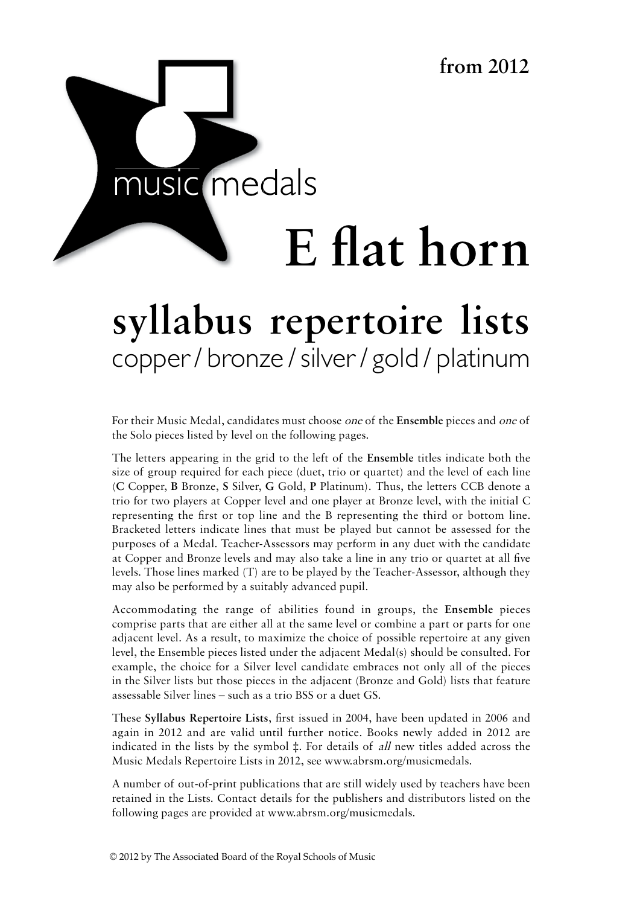from 2012

music medals

# E flat horn

## syllabus repertoire lists

copper / bronze / silver / gold / platinum

For their Music Medal, candidates must choose *one* of the **Ensemble** pieces and *one* of the Solo pieces listed by level on the following pages.

The letters appearing in the grid to the left of the **Ensemble** titles indicate both the size of group required for each piece (duet, trio or quartet) and the level of each line (**C** Copper, **B** Bronze, **S** Silver, **G** Gold, **P** Platinum). Thus, the letters CCB denote a trio for two players at Copper level and one player at Bronze level, with the initial C representing the first or top line and the B representing the third or bottom line. Bracketed letters indicate lines that must be played but cannot be assessed for the purposes of a Medal. Teacher-Assessors may perform in any duet with the candidate at Copper and Bronze levels and may also take a line in any trio or quartet at all five levels. Those lines marked (T) are to be played by the Teacher-Assessor, although they may also be performed by a suitably advanced pupil.

Accommodating the range of abilities found in groups, the **Ensemble** pieces comprise parts that are either all at the same level or combine a part or parts for one adjacent level. As a result, to maximize the choice of possible repertoire at any given level, the Ensemble pieces listed under the adjacent Medal(s) should be consulted. For example, the choice for a Silver level candidate embraces not only all of the pieces in the Silver lists but those pieces in the adjacent (Bronze and Gold) lists that feature assessable Silver lines – such as a trio BSS or a duet GS.

These **Syllabus Repertoire Lists**, first issued in 2004, have been updated in 2006 and again in 2012 and are valid until further notice. Books newly added in 2012 are indicated in the lists by the symbol ‡. For details of *all* new titles added across the Music Medals Repertoire Lists in 2012, see www.abrsm.org/musicmedals.

A number of out-of-print publications that are still widely used by teachers have been retained in the Lists. Contact details for the publishers and distributors listed on the following pages are provided at www.abrsm.org/musicmedals.

© 2012 by The Associated Board of the Royal Schools of Music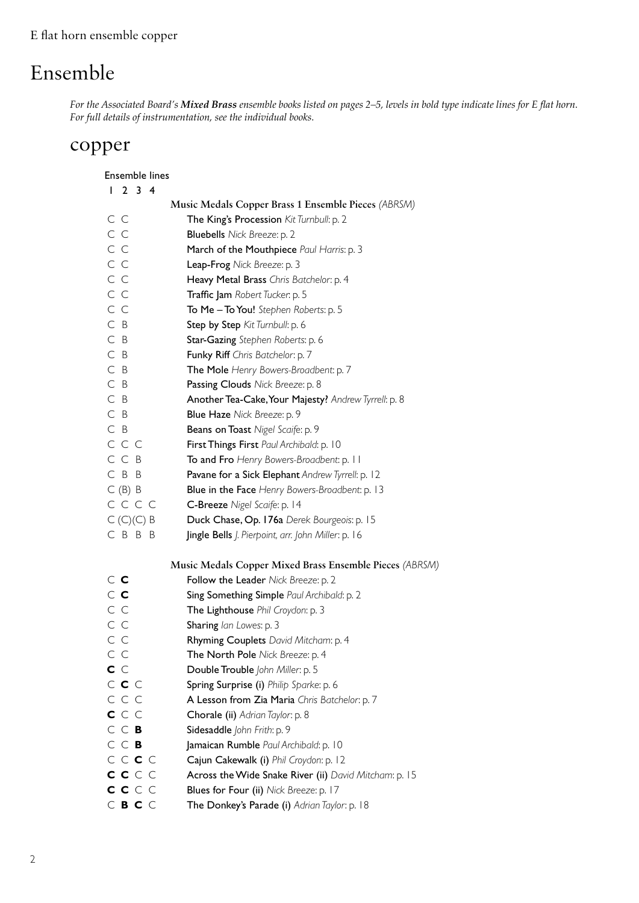E flat horn ensemble copper

# Ensemble

*For the Associated Board's **Mixed Brass** ensemble books listed on pages 2–5, levels in bold type indicate lines for E flat horn. For full details of instrumentation, see the individual books.*

## copper

| Ensemble lines 1 2 3 4 | |
|---|---|
| | **Music Medals Copper Brass 1 Ensemble Pieces** *(ABRSM)* |
| C C | The King's Procession *Kit Turnbull*: p. 2 |
| C C | Bluebells *Nick Breeze*: p. 2 |
| C C | March of the Mouthpiece *Paul Harris*: p. 3 |
| C C | Leap-Frog *Nick Breeze*: p. 3 |
| C C | Heavy Metal Brass *Chris Batchelor*: p. 4 |
| C C | Traffic Jam *Robert Tucker*: p. 5 |
| C C | To Me – To You! *Stephen Roberts*: p. 5 |
| C B | Step by Step *Kit Turnbull*: p. 6 |
| C B | Star-Gazing *Stephen Roberts*: p. 6 |
| C B | Funky Riff *Chris Batchelor*: p. 7 |
| C B | The Mole *Henry Bowers-Broadbent*: p. 7 |
| C B | Passing Clouds *Nick Breeze*: p. 8 |
| C B | Another Tea-Cake, Your Majesty? *Andrew Tyrrell*: p. 8 |
| C B | Blue Haze *Nick Breeze*: p. 9 |
| C B | Beans on Toast *Nigel Scaife*: p. 9 |
| C C C | First Things First *Paul Archibald*: p. 10 |
| C C B | To and Fro *Henry Bowers-Broadbent*: p. 11 |
| C B B | Pavane for a Sick Elephant *Andrew Tyrrell*: p. 12 |
| C (B) B | Blue in the Face *Henry Bowers-Broadbent*: p. 13 |
| C C C C | C-Breeze *Nigel Scaife*: p. 14 |
| C (C)(C) B | Duck Chase, Op. 176a *Derek Bourgeois*: p. 15 |
| C B B B | Jingle Bells *J. Pierpoint, arr. John Miller*: p. 16 |
| | **Music Medals Copper Mixed Brass Ensemble Pieces** *(ABRSM)* |
| C **C** | Follow the Leader *Nick Breeze*: p. 2 |
| C **C** | Sing Something Simple *Paul Archibald*: p. 2 |
| C C | The Lighthouse *Phil Croydon*: p. 3 |
| C C | Sharing *Ian Lowes*: p. 3 |
| C C | Rhyming Couplets *David Mitcham*: p. 4 |
| C C | The North Pole *Nick Breeze*: p. 4 |
| **C** C | Double Trouble *John Miller*: p. 5 |
| C **C** C | Spring Surprise (i) *Philip Sparke*: p. 6 |
| C C C | A Lesson from Zia Maria *Chris Batchelor*: p. 7 |
| **C** C C | Chorale (ii) *Adrian Taylor*: p. 8 |
| C C **B** | Sidesaddle *John Frith*: p. 9 |
| C C **B** | Jamaican Rumble *Paul Archibald*: p. 10 |
| C C **C** C | Cajun Cakewalk (i) *Phil Croydon*: p. 12 |
| **C C** C C | Across the Wide Snake River (ii) *David Mitcham*: p. 15 |
| **C C** C C | Blues for Four (ii) *Nick Breeze*: p. 17 |
| C **B C** C | The Donkey's Parade (i) *Adrian Taylor*: p. 18 |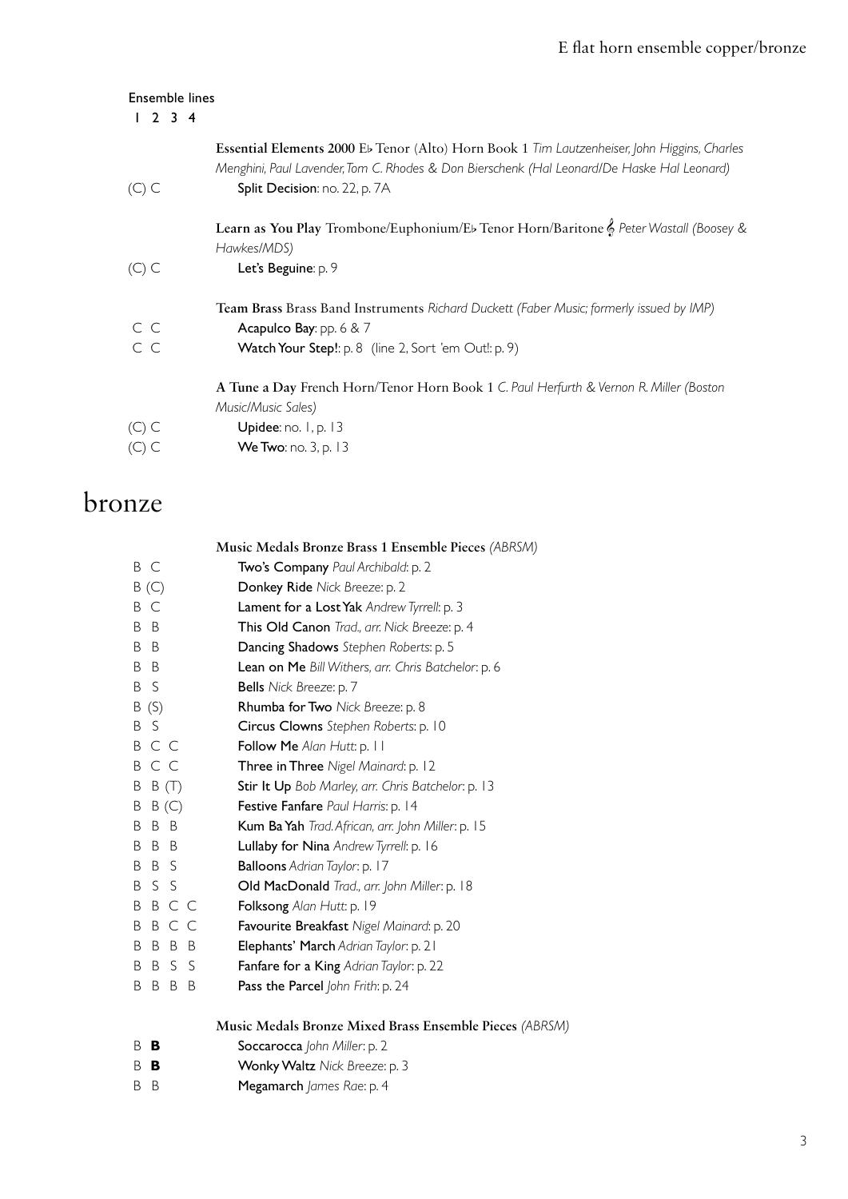Ensemble lines
1 2 3 4

**Essential Elements 2000** E♭ Tenor (Alto) Horn Book 1 *Tim Lautzenheiser, John Higgins, Charles Menghini, Paul Lavender, Tom C. Rhodes & Don Bierschenk (Hal Leonard/De Haske Hal Leonard)*

(C) C — **Split Decision**: no. 22, p. 7A

**Learn as You Play** Trombone/Euphonium/E♭ Tenor Horn/Baritone 𝄞 *Peter Wastall (Boosey & Hawkes/MDS)*

(C) C — **Let's Beguine**: p. 9

**Team Brass** Brass Band Instruments *Richard Duckett (Faber Music; formerly issued by IMP)*

C C — **Acapulco Bay**: pp. 6 & 7
C C — **Watch Your Step!**: p. 8 (line 2, Sort 'em Out!: p. 9)

**A Tune a Day** French Horn/Tenor Horn Book 1 *C. Paul Herfurth & Vernon R. Miller (Boston Music/Music Sales)*

(C) C — **Upidee**: no. 1, p. 13
(C) C — **We Two**: no. 3, p. 13

# bronze

**Music Medals Bronze Brass 1 Ensemble Pieces** *(ABRSM)*

B C — **Two's Company** *Paul Archibald*: p. 2
B (C) — **Donkey Ride** *Nick Breeze*: p. 2
B C — **Lament for a Lost Yak** *Andrew Tyrrell*: p. 3
B B — **This Old Canon** *Trad., arr. Nick Breeze*: p. 4
B B — **Dancing Shadows** *Stephen Roberts*: p. 5
B B — **Lean on Me** *Bill Withers, arr. Chris Batchelor*: p. 6
B S — **Bells** *Nick Breeze*: p. 7
B (S) — **Rhumba for Two** *Nick Breeze*: p. 8
B S — **Circus Clowns** *Stephen Roberts*: p. 10
B C C — **Follow Me** *Alan Hutt*: p. 11
B C C — **Three in Three** *Nigel Mainard*: p. 12
B B (T) — **Stir It Up** *Bob Marley, arr. Chris Batchelor*: p. 13
B B (C) — **Festive Fanfare** *Paul Harris*: p. 14
B B B — **Kum Ba Yah** *Trad. African, arr. John Miller*: p. 15
B B B — **Lullaby for Nina** *Andrew Tyrrell*: p. 16
B B S — **Balloons** *Adrian Taylor*: p. 17
B S S — **Old MacDonald** *Trad., arr. John Miller*: p. 18
B B C C — **Folksong** *Alan Hutt*: p. 19
B B C C — **Favourite Breakfast** *Nigel Mainard*: p. 20
B B B B — **Elephants' March** *Adrian Taylor*: p. 21
B B S S — **Fanfare for a King** *Adrian Taylor*: p. 22
B B B B — **Pass the Parcel** *John Frith*: p. 24

**Music Medals Bronze Mixed Brass Ensemble Pieces** *(ABRSM)*

B **B** — **Soccarocca** *John Miller*: p. 2
B **B** — **Wonky Waltz** *Nick Breeze*: p. 3
B B — **Megamarch** *James Rae*: p. 4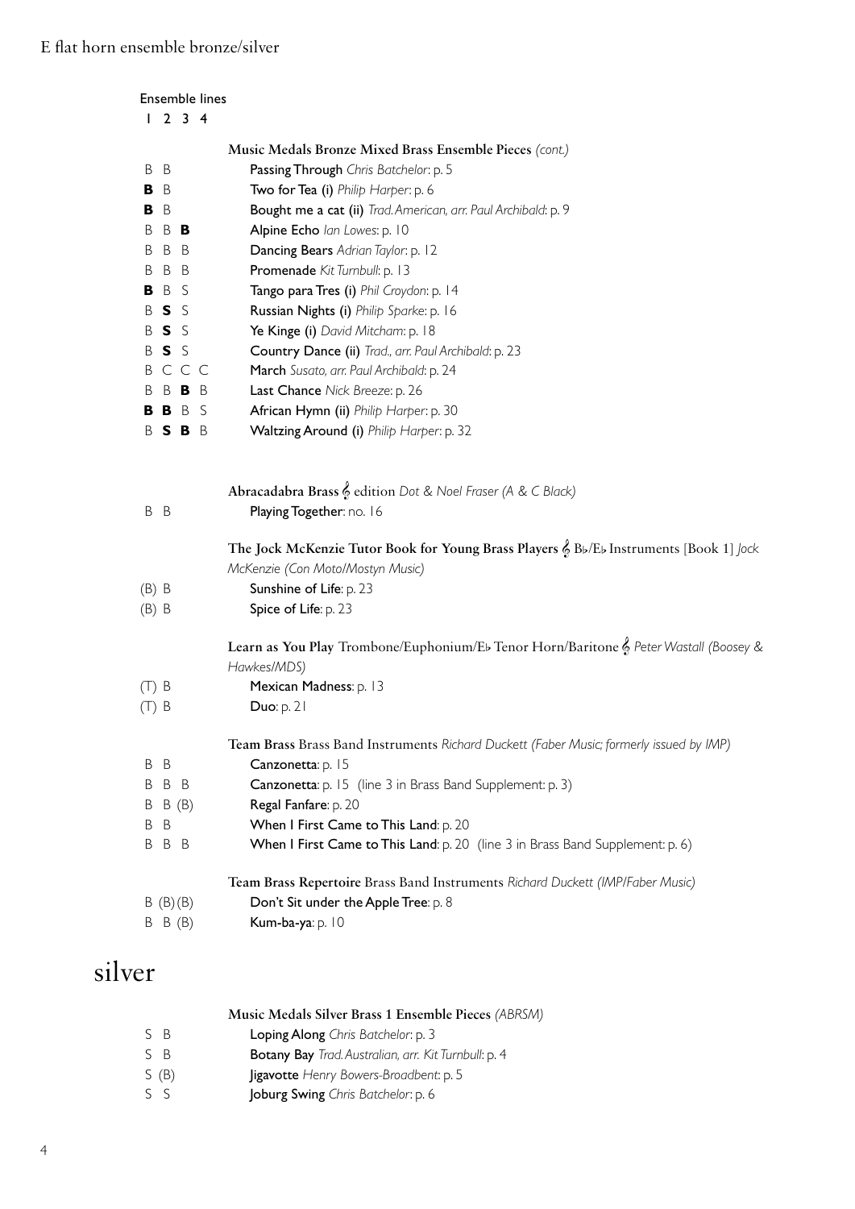E flat horn ensemble bronze/silver

| Ensemble lines 1 | 2 | 3 | 4 | |
|---|---|---|---|---|
| | | | | **Music Medals Bronze Mixed Brass Ensemble Pieces** *(cont.)* |
| B | B | | | Passing Through *Chris Batchelor*: p. 5 |
| **B** | B | | | Two for Tea (i) *Philip Harper*: p. 6 |
| **B** | B | | | Bought me a cat (ii) *Trad. American, arr. Paul Archibald*: p. 9 |
| B | B | **B** | | Alpine Echo *Ian Lowes*: p. 10 |
| B | B | B | | Dancing Bears *Adrian Taylor*: p. 12 |
| B | B | B | | Promenade *Kit Turnbull*: p. 13 |
| **B** | B | S | | Tango para Tres (i) *Phil Croydon*: p. 14 |
| B | **S** | S | | Russian Nights (i) *Philip Sparke*: p. 16 |
| B | **S** | S | | Ye Kinge (i) *David Mitcham*: p. 18 |
| B | **S** | S | | Country Dance (ii) *Trad., arr. Paul Archibald*: p. 23 |
| B | C | C | C | March *Susato, arr. Paul Archibald*: p. 24 |
| B | B | **B** | B | Last Chance *Nick Breeze*: p. 26 |
| **B** | **B** | B | S | African Hymn (ii) *Philip Harper*: p. 30 |
| B | **S** | **B** | B | Waltzing Around (i) *Philip Harper*: p. 32 |
| | | | | |
| | | | | **Abracadabra Brass** 𝄞 edition *Dot & Noel Fraser (A & C Black)* |
| B | B | | | Playing Together: no. 16 |
| | | | | **The Jock McKenzie Tutor Book for Young Brass Players** 𝄞 B♭/E♭ Instruments [Book 1] *Jock McKenzie (Con Moto/Mostyn Music)* |
| (B) | B | | | Sunshine of Life: p. 23 |
| (B) | B | | | Spice of Life: p. 23 |
| | | | | **Learn as You Play** Trombone/Euphonium/E♭ Tenor Horn/Baritone 𝄞 *Peter Wastall (Boosey & Hawkes/MDS)* |
| (T) | B | | | Mexican Madness: p. 13 |
| (T) | B | | | Duo: p. 21 |
| | | | | **Team Brass** Brass Band Instruments *Richard Duckett (Faber Music; formerly issued by IMP)* |
| B | B | | | Canzonetta: p. 15 |
| B | B | B | | Canzonetta: p. 15 (line 3 in Brass Band Supplement: p. 3) |
| B | B | (B) | | Regal Fanfare: p. 20 |
| B | B | | | When I First Came to This Land: p. 20 |
| B | B | B | | When I First Came to This Land: p. 20 (line 3 in Brass Band Supplement: p. 6) |
| | | | | **Team Brass Repertoire** Brass Band Instruments *Richard Duckett (IMP/Faber Music)* |
| B | (B) | (B) | | Don't Sit under the Apple Tree: p. 8 |
| B | B | (B) | | Kum-ba-ya: p. 10 |

# silver

| 1 | 2 | 3 | 4 | |
|---|---|---|---|---|
| | | | | **Music Medals Silver Brass 1 Ensemble Pieces** *(ABRSM)* |
| S | B | | | Loping Along *Chris Batchelor*: p. 3 |
| S | B | | | Botany Bay *Trad. Australian, arr. Kit Turnbull*: p. 4 |
| S | (B) | | | Jigavotte *Henry Bowers-Broadbent*: p. 5 |
| S | S | | | Joburg Swing *Chris Batchelor*: p. 6 |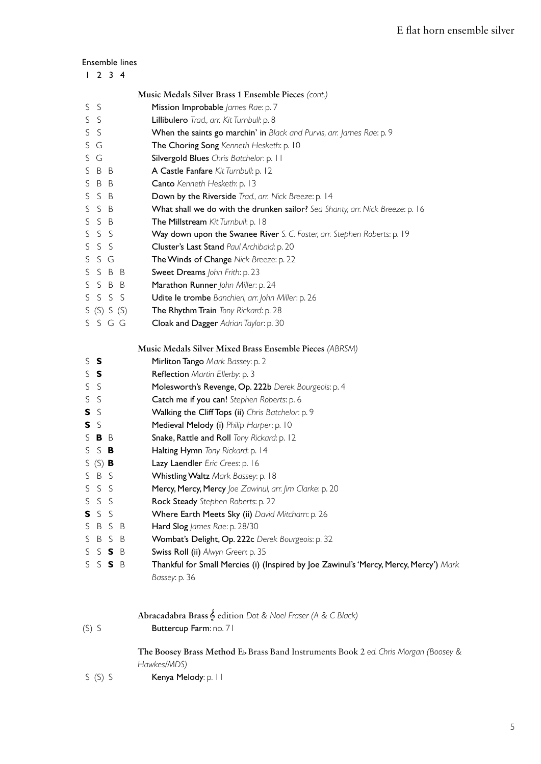Ensemble lines

| 1 | 2 | 3 | 4 | |
|---|---|---|---|---|
| | | | | **Music Medals Silver Brass 1 Ensemble Pieces** *(cont.)* |
| S | S | | | **Mission Improbable** *James Rae*: p. 7 |
| S | S | | | **Lillibulero** *Trad., arr. Kit Turnbull*: p. 8 |
| S | S | | | **When the saints go marchin' in** *Black and Purvis, arr. James Rae*: p. 9 |
| S | G | | | **The Choring Song** *Kenneth Hesketh*: p. 10 |
| S | G | | | **Silvergold Blues** *Chris Batchelor*: p. 11 |
| S | B | B | | **A Castle Fanfare** *Kit Turnbull*: p. 12 |
| S | B | B | | **Canto** *Kenneth Hesketh*: p. 13 |
| S | S | B | | **Down by the Riverside** *Trad., arr. Nick Breeze*: p. 14 |
| S | S | B | | **What shall we do with the drunken sailor?** *Sea Shanty, arr. Nick Breeze*: p. 16 |
| S | S | B | | **The Millstream** *Kit Turnbull*: p. 18 |
| S | S | S | | **Way down upon the Swanee River** *S. C. Foster, arr. Stephen Roberts*: p. 19 |
| S | S | S | | **Cluster's Last Stand** *Paul Archibald*: p. 20 |
| S | S | G | | **The Winds of Change** *Nick Breeze*: p. 22 |
| S | S | B | B | **Sweet Dreams** *John Frith*: p. 23 |
| S | S | B | B | **Marathon Runner** *John Miller*: p. 24 |
| S | S | S | S | **Udite le trombe** *Banchieri, arr. John Miller*: p. 26 |
| S | (S) | S | (S) | **The Rhythm Train** *Tony Rickard*: p. 28 |
| S | S | G | G | **Cloak and Dagger** *Adrian Taylor*: p. 30 |
| | | | | **Music Medals Silver Mixed Brass Ensemble Pieces** *(ABRSM)* |
| S | **S** | | | **Mirliton Tango** *Mark Bassey*: p. 2 |
| S | **S** | | | **Reflection** *Martin Ellerby*: p. 3 |
| S | S | | | **Molesworth's Revenge, Op. 222b** *Derek Bourgeois*: p. 4 |
| S | S | | | **Catch me if you can!** *Stephen Roberts*: p. 6 |
| **S** | S | | | **Walking the Cliff Tops (ii)** *Chris Batchelor*: p. 9 |
| **S** | S | | | **Medieval Melody (i)** *Philip Harper*: p. 10 |
| S | **B** | B | | **Snake, Rattle and Roll** *Tony Rickard*: p. 12 |
| S | S | **B** | | **Halting Hymn** *Tony Rickard*: p. 14 |
| S | (S) | **B** | | **Lazy Laendler** *Eric Crees*: p. 16 |
| S | B | S | | **Whistling Waltz** *Mark Bassey*: p. 18 |
| S | S | S | | **Mercy, Mercy, Mercy** *Joe Zawinul, arr. Jim Clarke*: p. 20 |
| S | S | S | | **Rock Steady** *Stephen Roberts*: p. 22 |
| **S** | S | S | | **Where Earth Meets Sky (ii)** *David Mitcham*: p. 26 |
| S | B | S | B | **Hard Slog** *James Rae*: p. 28/30 |
| S | B | S | B | **Wombat's Delight, Op. 222c** *Derek Bourgeois*: p. 32 |
| S | S | **S** | B | **Swiss Roll (ii)** *Alwyn Green*: p. 35 |
| S | S | **S** | B | **Thankful for Small Mercies (i) (Inspired by Joe Zawinul's 'Mercy, Mercy')** *Mark Bassey*: p. 36 |
| | | | | **Abracadabra Brass** 𝄞 edition *Dot & Noel Fraser (A & C Black)* |
| (S) | S | | | **Buttercup Farm**: no. 71 |
| | | | | **The Boosey Brass Method** E♭ Brass Band Instruments Book 2 *ed. Chris Morgan (Boosey & Hawkes/MDS)* |
| S | (S) | S | | **Kenya Melody**: p. 11 |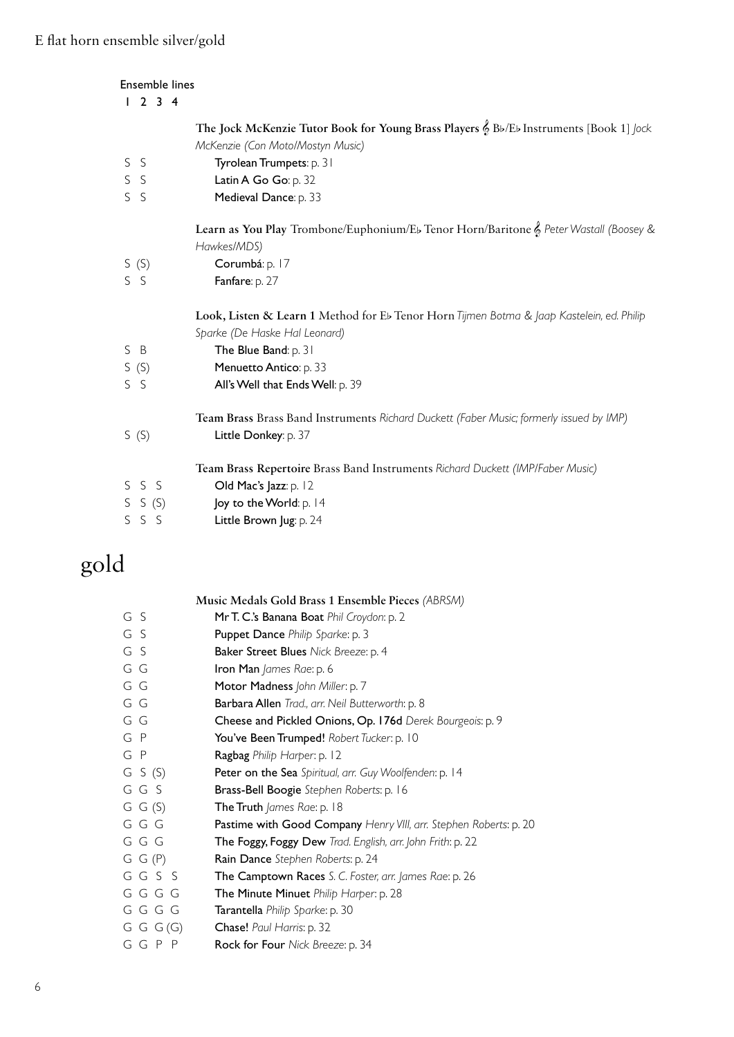Ensemble lines

| 1 2 3 4 | |
|---|---|
| | **The Jock McKenzie Tutor Book for Young Brass Players** 𝄞 B♭/E♭ Instruments [Book 1] *Jock McKenzie (Con Moto/Mostyn Music)* |
| S S | Tyrolean Trumpets: p. 31 |
| S S | Latin A Go Go: p. 32 |
| S S | Medieval Dance: p. 33 |
| | **Learn as You Play** Trombone/Euphonium/E♭ Tenor Horn/Baritone 𝄞 *Peter Wastall (Boosey & Hawkes/MDS)* |
| S (S) | Corumbá: p. 17 |
| S S | Fanfare: p. 27 |
| | **Look, Listen & Learn 1** Method for E♭ Tenor Horn *Tijmen Botma & Jaap Kastelein, ed. Philip Sparke (De Haske Hal Leonard)* |
| S B | The Blue Band: p. 31 |
| S (S) | Menuetto Antico: p. 33 |
| S S | All's Well that Ends Well: p. 39 |
| | **Team Brass** Brass Band Instruments *Richard Duckett (Faber Music; formerly issued by IMP)* |
| S (S) | Little Donkey: p. 37 |
| | **Team Brass Repertoire** Brass Band Instruments *Richard Duckett (IMP/Faber Music)* |
| S S S | Old Mac's Jazz: p. 12 |
| S S (S) | Joy to the World: p. 14 |
| S S S | Little Brown Jug: p. 24 |

# gold

| | |
|---|---|
| | **Music Medals Gold Brass 1 Ensemble Pieces** *(ABRSM)* |
| G S | Mr T. C.'s Banana Boat *Phil Croydon*: p. 2 |
| G S | Puppet Dance *Philip Sparke*: p. 3 |
| G S | Baker Street Blues *Nick Breeze*: p. 4 |
| G G | Iron Man *James Rae*: p. 6 |
| G G | Motor Madness *John Miller*: p. 7 |
| G G | Barbara Allen *Trad., arr. Neil Butterworth*: p. 8 |
| G G | Cheese and Pickled Onions, Op. 176d *Derek Bourgeois*: p. 9 |
| G P | You've Been Trumped! *Robert Tucker*: p. 10 |
| G P | Ragbag *Philip Harper*: p. 12 |
| G S (S) | Peter on the Sea *Spiritual, arr. Guy Woolfenden*: p. 14 |
| G G S | Brass-Bell Boogie *Stephen Roberts*: p. 16 |
| G G (S) | The Truth *James Rae*: p. 18 |
| G G G | Pastime with Good Company *Henry VIII, arr. Stephen Roberts*: p. 20 |
| G G G | The Foggy, Foggy Dew *Trad. English, arr. John Frith*: p. 22 |
| G G (P) | Rain Dance *Stephen Roberts*: p. 24 |
| G G S S | The Camptown Races *S. C. Foster, arr. James Rae*: p. 26 |
| G G G G | The Minute Minuet *Philip Harper*: p. 28 |
| G G G G | Tarantella *Philip Sparke*: p. 30 |
| G G G (G) | Chase! *Paul Harris*: p. 32 |
| G G P P | Rock for Four *Nick Breeze*: p. 34 |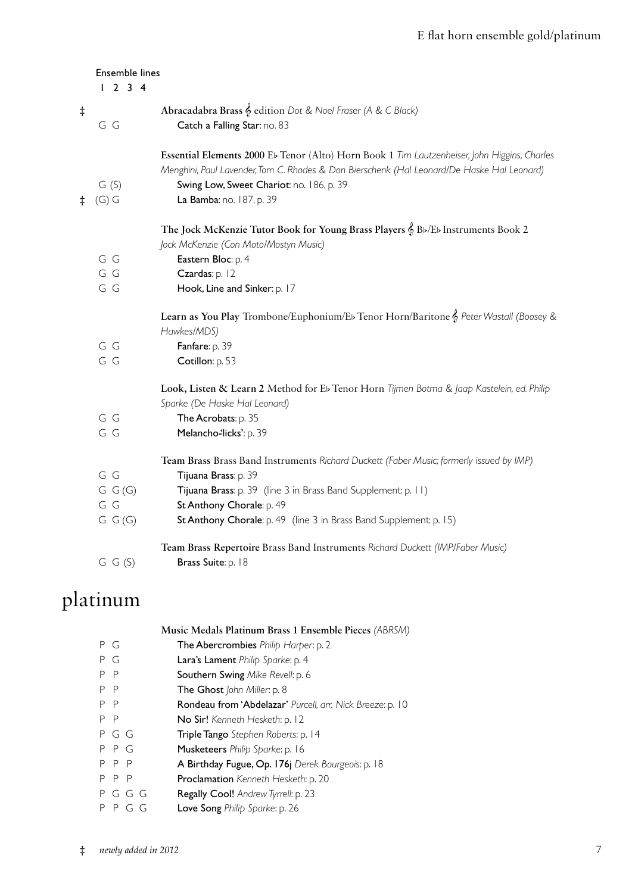Ensemble lines
1 2 3 4

‡ **Abracadabra Brass** 𝄞 edition *Dot & Noel Fraser (A & C Black)*
G G — **Catch a Falling Star**: no. 83

**Essential Elements 2000** E♭ Tenor (Alto) Horn Book 1 *Tim Lautzenheiser, John Higgins, Charles Menghini, Paul Lavender, Tom C. Rhodes & Don Bierschenk (Hal Leonard/De Haske Hal Leonard)*
G (S) — **Swing Low, Sweet Chariot**: no. 186, p. 39
‡ (G) G — **La Bamba**: no. 187, p. 39

**The Jock McKenzie Tutor Book for Young Brass Players** 𝄞 B♭/E♭ Instruments Book 2 *Jock McKenzie (Con Moto/Mostyn Music)*
G G — **Eastern Bloc**: p. 4
G G — **Czardas**: p. 12
G G — **Hook, Line and Sinker**: p. 17

**Learn as You Play** Trombone/Euphonium/E♭ Tenor Horn/Baritone 𝄞 *Peter Wastall (Boosey & Hawkes/MDS)*
G G — **Fanfare**: p. 39
G G — **Cotillon**: p. 53

**Look, Listen & Learn 2** Method for E♭ Tenor Horn *Tijmen Botma & Jaap Kastelein, ed. Philip Sparke (De Haske Hal Leonard)*
G G — **The Acrobats**: p. 35
G G — **Melancho-'licks'**: p. 39

**Team Brass** Brass Band Instruments *Richard Duckett (Faber Music; formerly issued by IMP)*
G G — **Tijuana Brass**: p. 39
G G (G) — **Tijuana Brass**: p. 39 (line 3 in Brass Band Supplement: p. 11)
G G — **St Anthony Chorale**: p. 49
G G (G) — **St Anthony Chorale**: p. 49 (line 3 in Brass Band Supplement: p. 15)

**Team Brass Repertoire** Brass Band Instruments *Richard Duckett (IMP/Faber Music)*
G G (S) — **Brass Suite**: p. 18

# platinum

**Music Medals Platinum Brass 1 Ensemble Pieces** *(ABRSM)*
P G — **The Abercrombies** *Philip Harper*: p. 2
P G — **Lara's Lament** *Philip Sparke*: p. 4
P P — **Southern Swing** *Mike Revell*: p. 6
P P — **The Ghost** *John Miller*: p. 8
P P — **Rondeau from 'Abdelazar'** *Purcell, arr. Nick Breeze*: p. 10
P P — **No Sir!** *Kenneth Hesketh*: p. 12
P G G — **Triple Tango** *Stephen Roberts*: p. 14
P P G — **Musketeers** *Philip Sparke*: p. 16
P P P — **A Birthday Fugue, Op. 176j** *Derek Bourgeois*: p. 18
P P P — **Proclamation** *Kenneth Hesketh*: p. 20
P G G G — **Regally Cool!** *Andrew Tyrrell*: p. 23
P P G G — **Love Song** *Philip Sparke*: p. 26

‡ *newly added in 2012*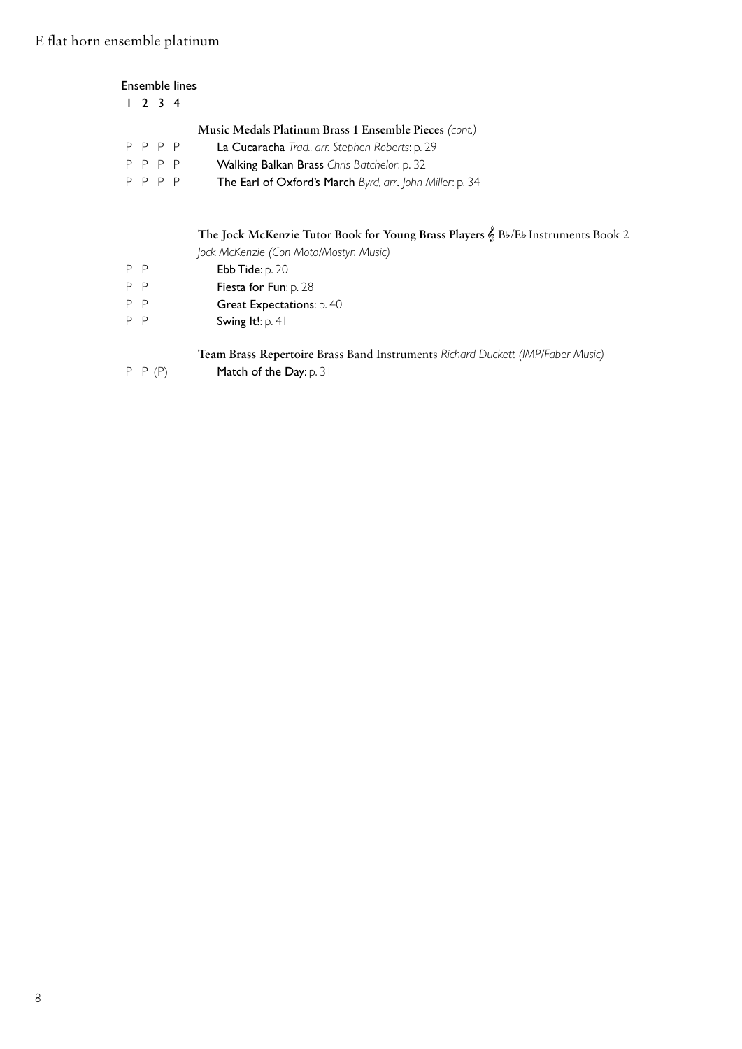Ensemble lines

| 1 | 2 | 3 | 4 | |
|---|---|---|---|---|
| | | | | **Music Medals Platinum Brass 1 Ensemble Pieces** *(cont.)* |
| P | P | P | P | **La Cucaracha** *Trad., arr. Stephen Roberts*: p. 29 |
| P | P | P | P | **Walking Balkan Brass** *Chris Batchelor*: p. 32 |
| P | P | P | P | **The Earl of Oxford's March** *Byrd, arr. John Miller*: p. 34 |
| | | | | **The Jock McKenzie Tutor Book for Young Brass Players** 𝄞 B♭/E♭ Instruments Book 2 *Jock McKenzie (Con Moto/Mostyn Music)* |
| P | P | | | **Ebb Tide**: p. 20 |
| P | P | | | **Fiesta for Fun**: p. 28 |
| P | P | | | **Great Expectations**: p. 40 |
| P | P | | | **Swing It!**: p. 41 |
| | | | | **Team Brass Repertoire** Brass Band Instruments *Richard Duckett (IMP/Faber Music)* |
| P | P | (P) | | **Match of the Day**: p. 31 |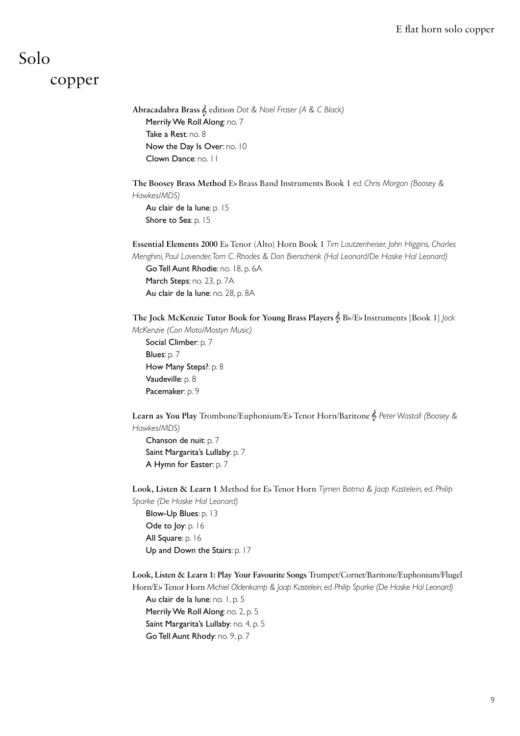# Solo copper

**Abracadabra Brass** 𝄞 edition *Dot & Noel Fraser (A & C Black)*
- Merrily We Roll Along: no. 7
- Take a Rest: no. 8
- Now the Day Is Over: no. 10
- Clown Dance: no. 11

**The Boosey Brass Method** E♭ Brass Band Instruments Book 1 *ed. Chris Morgan (Boosey & Hawkes/MDS)*
- Au clair de la lune: p. 15
- Shore to Sea: p. 15

**Essential Elements 2000** E♭ Tenor (Alto) Horn Book 1 *Tim Lautzenheiser, John Higgins, Charles Menghini, Paul Lavender, Tom C. Rhodes & Don Bierschenk (Hal Leonard/De Haske Hal Leonard)*
- Go Tell Aunt Rhodie: no. 18, p. 6A
- March Steps: no. 23, p. 7A
- Au clair de la lune: no. 28, p. 8A

**The Jock McKenzie Tutor Book for Young Brass Players** 𝄞 B♭/E♭ Instruments [Book 1] *Jock McKenzie (Con Moto/Mostyn Music)*
- Social Climber: p. 7
- Blues: p. 7
- How Many Steps?: p. 8
- Vaudeville: p. 8
- Pacemaker: p. 9

**Learn as You Play** Trombone/Euphonium/E♭ Tenor Horn/Baritone 𝄞 *Peter Wastall (Boosey & Hawkes/MDS)*
- Chanson de nuit: p. 7
- Saint Margarita's Lullaby: p. 7
- A Hymn for Easter: p. 7

**Look, Listen & Learn 1** Method for E♭ Tenor Horn *Tijmen Botma & Jaap Kastelein, ed. Philip Sparke (De Haske Hal Leonard)*
- Blow-Up Blues: p. 13
- Ode to Joy: p. 16
- All Square: p. 16
- Up and Down the Stairs: p. 17

**Look, Listen & Learn 1: Play Your Favourite Songs** Trumpet/Cornet/Baritone/Euphonium/Flugel Horn/E♭ Tenor Horn *Michiel Oldenkamp & Jaap Kastelein, ed. Philip Sparke (De Haske Hal Leonard)*
- Au clair de la lune: no. 1, p. 5
- Merrily We Roll Along: no. 2, p. 5
- Saint Margarita's Lullaby: no. 4, p. 5
- Go Tell Aunt Rhody: no. 9, p. 7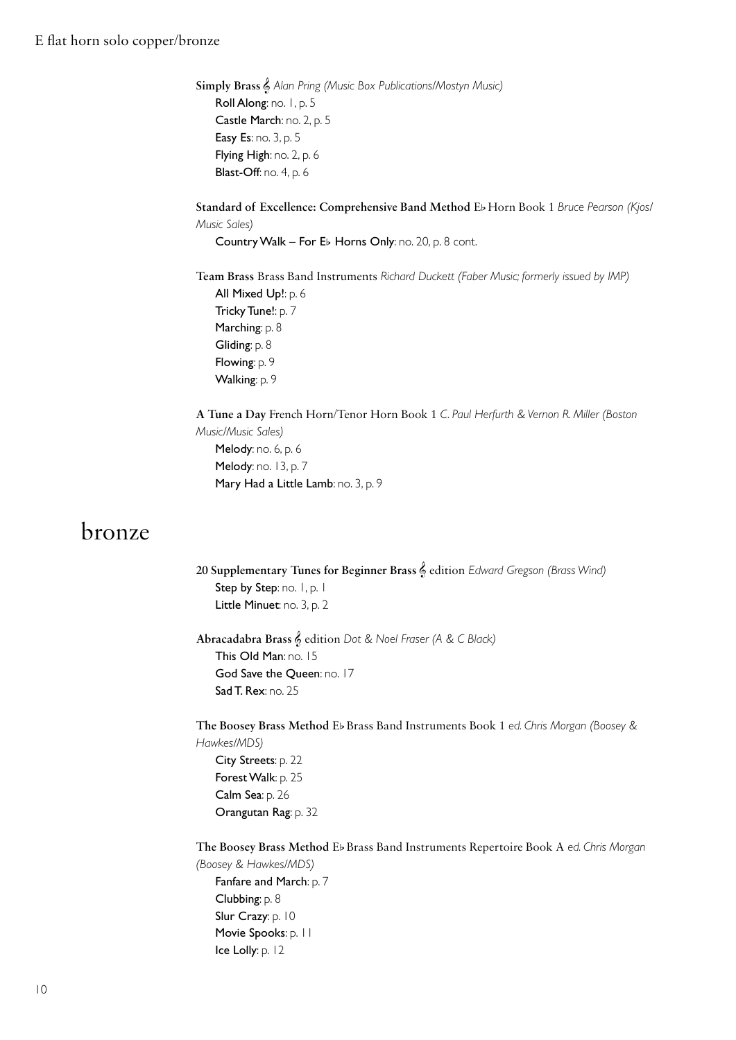**Simply Brass** 𝄞 *Alan Pring (Music Box Publications/Mostyn Music)*
- **Roll Along**: no. 1, p. 5
- **Castle March**: no. 2, p. 5
- **Easy Es**: no. 3, p. 5
- **Flying High**: no. 2, p. 6
- **Blast-Off**: no. 4, p. 6

**Standard of Excellence: Comprehensive Band Method** E♭ Horn Book 1 *Bruce Pearson (Kjos/Music Sales)*
- **Country Walk – For E♭ Horns Only**: no. 20, p. 8 cont.

**Team Brass** Brass Band Instruments *Richard Duckett (Faber Music; formerly issued by IMP)*
- **All Mixed Up!**: p. 6
- **Tricky Tune!**: p. 7
- **Marching**: p. 8
- **Gliding**: p. 8
- **Flowing**: p. 9
- **Walking**: p. 9

**A Tune a Day** French Horn/Tenor Horn Book 1 *C. Paul Herfurth & Vernon R. Miller (Boston Music/Music Sales)*
- **Melody**: no. 6, p. 6
- **Melody**: no. 13, p. 7
- **Mary Had a Little Lamb**: no. 3, p. 9

# bronze

**20 Supplementary Tunes for Beginner Brass** 𝄞 edition *Edward Gregson (Brass Wind)*
- **Step by Step**: no. 1, p. 1
- **Little Minuet**: no. 3, p. 2

**Abracadabra Brass** 𝄞 edition *Dot & Noel Fraser (A & C Black)*
- **This Old Man**: no. 15
- **God Save the Queen**: no. 17
- **Sad T. Rex**: no. 25

**The Boosey Brass Method** E♭ Brass Band Instruments Book 1 *ed. Chris Morgan (Boosey & Hawkes/MDS)*
- **City Streets**: p. 22
- **Forest Walk**: p. 25
- **Calm Sea**: p. 26
- **Orangutan Rag**: p. 32

**The Boosey Brass Method** E♭ Brass Band Instruments Repertoire Book A *ed. Chris Morgan (Boosey & Hawkes/MDS)*
- **Fanfare and March**: p. 7
- **Clubbing**: p. 8
- **Slur Crazy**: p. 10
- **Movie Spooks**: p. 11
- **Ice Lolly**: p. 12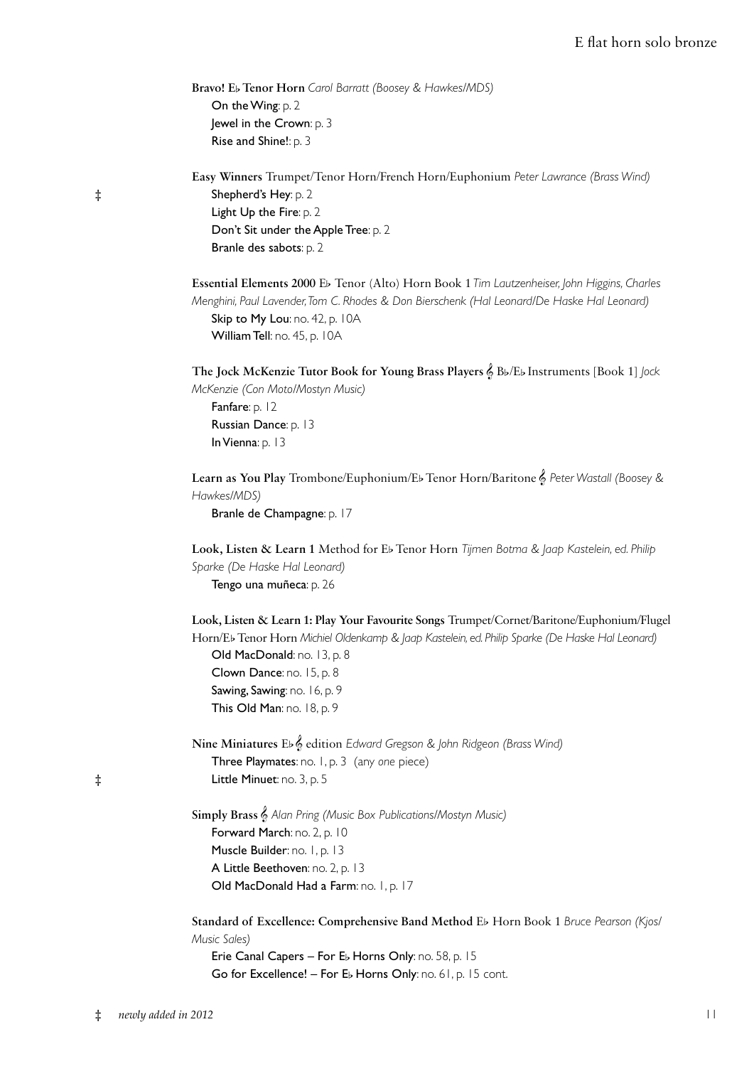**Bravo! E♭ Tenor Horn** *Carol Barratt (Boosey & Hawkes/MDS)*
- On the Wing: p. 2
- Jewel in the Crown: p. 3
- Rise and Shine!: p. 3

**Easy Winners** Trumpet/Tenor Horn/French Horn/Euphonium *Peter Lawrance (Brass Wind)*
- ‡ Shepherd's Hey: p. 2
- Light Up the Fire: p. 2
- Don't Sit under the Apple Tree: p. 2
- Branle des sabots: p. 2

**Essential Elements 2000** E♭ Tenor (Alto) Horn Book 1 *Tim Lautzenheiser, John Higgins, Charles Menghini, Paul Lavender, Tom C. Rhodes & Don Bierschenk (Hal Leonard/De Haske Hal Leonard)*
- Skip to My Lou: no. 42, p. 10A
- William Tell: no. 45, p. 10A

**The Jock McKenzie Tutor Book for Young Brass Players** 𝄞 B♭/E♭ Instruments [Book 1] *Jock McKenzie (Con Moto/Mostyn Music)*
- Fanfare: p. 12
- Russian Dance: p. 13
- In Vienna: p. 13

**Learn as You Play** Trombone/Euphonium/E♭ Tenor Horn/Baritone 𝄞 *Peter Wastall (Boosey & Hawkes/MDS)*
- Branle de Champagne: p. 17

**Look, Listen & Learn 1** Method for E♭ Tenor Horn *Tijmen Botma & Jaap Kastelein, ed. Philip Sparke (De Haske Hal Leonard)*
- Tengo una muñeca: p. 26

**Look, Listen & Learn 1: Play Your Favourite Songs** Trumpet/Cornet/Baritone/Euphonium/Flugel Horn/E♭ Tenor Horn *Michiel Oldenkamp & Jaap Kastelein, ed. Philip Sparke (De Haske Hal Leonard)*
- Old MacDonald: no. 13, p. 8
- Clown Dance: no. 15, p. 8
- Sawing, Sawing: no. 16, p. 9
- This Old Man: no. 18, p. 9

**Nine Miniatures** E♭ 𝄞 edition *Edward Gregson & John Ridgeon (Brass Wind)*
- Three Playmates: no. 1, p. 3 (any *one* piece)
- ‡ Little Minuet: no. 3, p. 5

**Simply Brass** 𝄞 *Alan Pring (Music Box Publications/Mostyn Music)*
- Forward March: no. 2, p. 10
- Muscle Builder: no. 1, p. 13
- A Little Beethoven: no. 2, p. 13
- Old MacDonald Had a Farm: no. 1, p. 17

**Standard of Excellence: Comprehensive Band Method** E♭ Horn Book 1 *Bruce Pearson (Kjos/Music Sales)*
- Erie Canal Capers – For E♭ Horns Only: no. 58, p. 15
- Go for Excellence! – For E♭ Horns Only: no. 61, p. 15 cont.

‡ *newly added in 2012*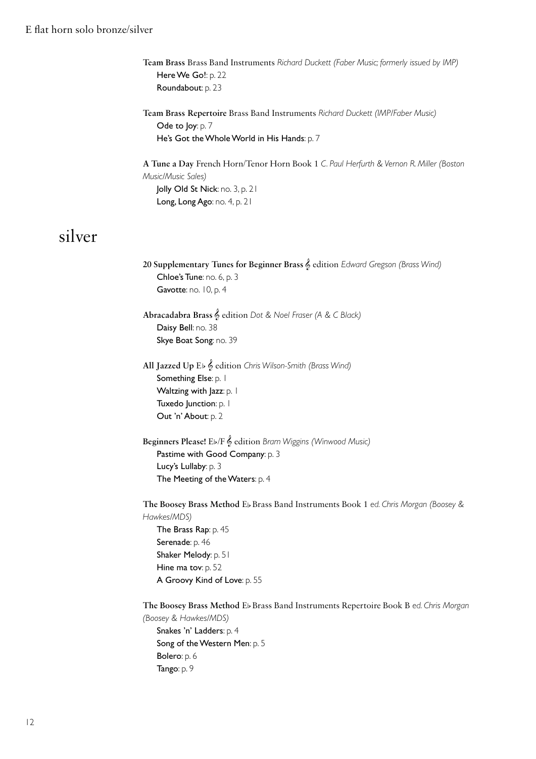Team Brass Brass Band Instruments *Richard Duckett (Faber Music; formerly issued by IMP)*
- Here We Go!: p. 22
- Roundabout: p. 23

**Team Brass Repertoire** Brass Band Instruments *Richard Duckett (IMP/Faber Music)*
- Ode to Joy: p. 7
- He's Got the Whole World in His Hands: p. 7

**A Tune a Day** French Horn/Tenor Horn Book 1 *C. Paul Herfurth & Vernon R. Miller (Boston Music/Music Sales)*
- Jolly Old St Nick: no. 3, p. 21
- Long, Long Ago: no. 4, p. 21

## silver

**20 Supplementary Tunes for Beginner Brass** 𝄞 edition *Edward Gregson (Brass Wind)*
- Chloe's Tune: no. 6, p. 3
- Gavotte: no. 10, p. 4

**Abracadabra Brass** 𝄞 edition *Dot & Noel Fraser (A & C Black)*
- Daisy Bell: no. 38
- Skye Boat Song: no. 39

**All Jazzed Up** E♭ 𝄞 edition *Chris Wilson-Smith (Brass Wind)*
- Something Else: p. 1
- Waltzing with Jazz: p. 1
- Tuxedo Junction: p. 1
- Out 'n' About: p. 2

**Beginners Please!** E♭/F 𝄞 edition *Bram Wiggins (Winwood Music)*
- Pastime with Good Company: p. 3
- Lucy's Lullaby: p. 3
- The Meeting of the Waters: p. 4

**The Boosey Brass Method** E♭ Brass Band Instruments Book 1 *ed. Chris Morgan (Boosey & Hawkes/MDS)*
- The Brass Rap: p. 45
- Serenade: p. 46
- Shaker Melody: p. 51
- Hine ma tov: p. 52
- A Groovy Kind of Love: p. 55

**The Boosey Brass Method** E♭ Brass Band Instruments Repertoire Book B *ed. Chris Morgan (Boosey & Hawkes/MDS)*
- Snakes 'n' Ladders: p. 4
- Song of the Western Men: p. 5
- Bolero: p. 6
- Tango: p. 9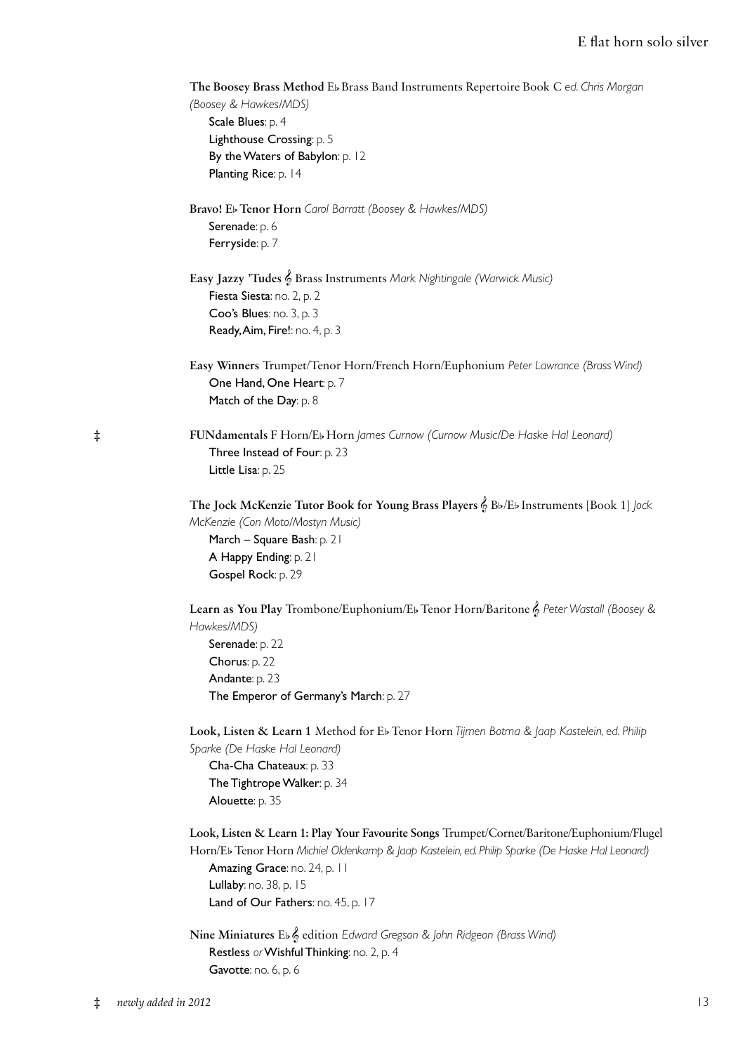**The Boosey Brass Method** E♭ Brass Band Instruments Repertoire Book C *ed. Chris Morgan (Boosey & Hawkes/MDS)*

- Scale Blues: p. 4
- Lighthouse Crossing: p. 5
- By the Waters of Babylon: p. 12
- Planting Rice: p. 14

**Bravo! E♭ Tenor Horn** *Carol Barratt (Boosey & Hawkes/MDS)*

- Serenade: p. 6
- Ferryside: p. 7

**Easy Jazzy 'Tudes** 𝄞 Brass Instruments *Mark Nightingale (Warwick Music)*

- Fiesta Siesta: no. 2, p. 2
- Coo's Blues: no. 3, p. 3
- Ready, Aim, Fire!: no. 4, p. 3

**Easy Winners** Trumpet/Tenor Horn/French Horn/Euphonium *Peter Lawrance (Brass Wind)*

- One Hand, One Heart: p. 7
- Match of the Day: p. 8

‡ **FUNdamentals** F Horn/E♭ Horn *James Curnow (Curnow Music/De Haske Hal Leonard)*

- Three Instead of Four: p. 23
- Little Lisa: p. 25

**The Jock McKenzie Tutor Book for Young Brass Players** 𝄞 B♭/E♭ Instruments [Book 1] *Jock McKenzie (Con Moto/Mostyn Music)*

- March – Square Bash: p. 21
- A Happy Ending: p. 21
- Gospel Rock: p. 29

**Learn as You Play** Trombone/Euphonium/E♭ Tenor Horn/Baritone 𝄞 *Peter Wastall (Boosey & Hawkes/MDS)*

- Serenade: p. 22
- Chorus: p. 22
- Andante: p. 23
- The Emperor of Germany's March: p. 27

**Look, Listen & Learn 1** Method for E♭ Tenor Horn *Tijmen Botma & Jaap Kastelein, ed. Philip Sparke (De Haske Hal Leonard)*

- Cha-Cha Chateaux: p. 33
- The Tightrope Walker: p. 34
- Alouette: p. 35

**Look, Listen & Learn 1: Play Your Favourite Songs** Trumpet/Cornet/Baritone/Euphonium/Flugel Horn/E♭ Tenor Horn *Michiel Oldenkamp & Jaap Kastelein, ed. Philip Sparke (De Haske Hal Leonard)*

- Amazing Grace: no. 24, p. 11
- Lullaby: no. 38, p. 15
- Land of Our Fathers: no. 45, p. 17

**Nine Miniatures** E♭ 𝄞 edition *Edward Gregson & John Ridgeon (Brass Wind)*

- Restless *or* Wishful Thinking: no. 2, p. 4
- Gavotte: no. 6, p. 6

‡ *newly added in 2012*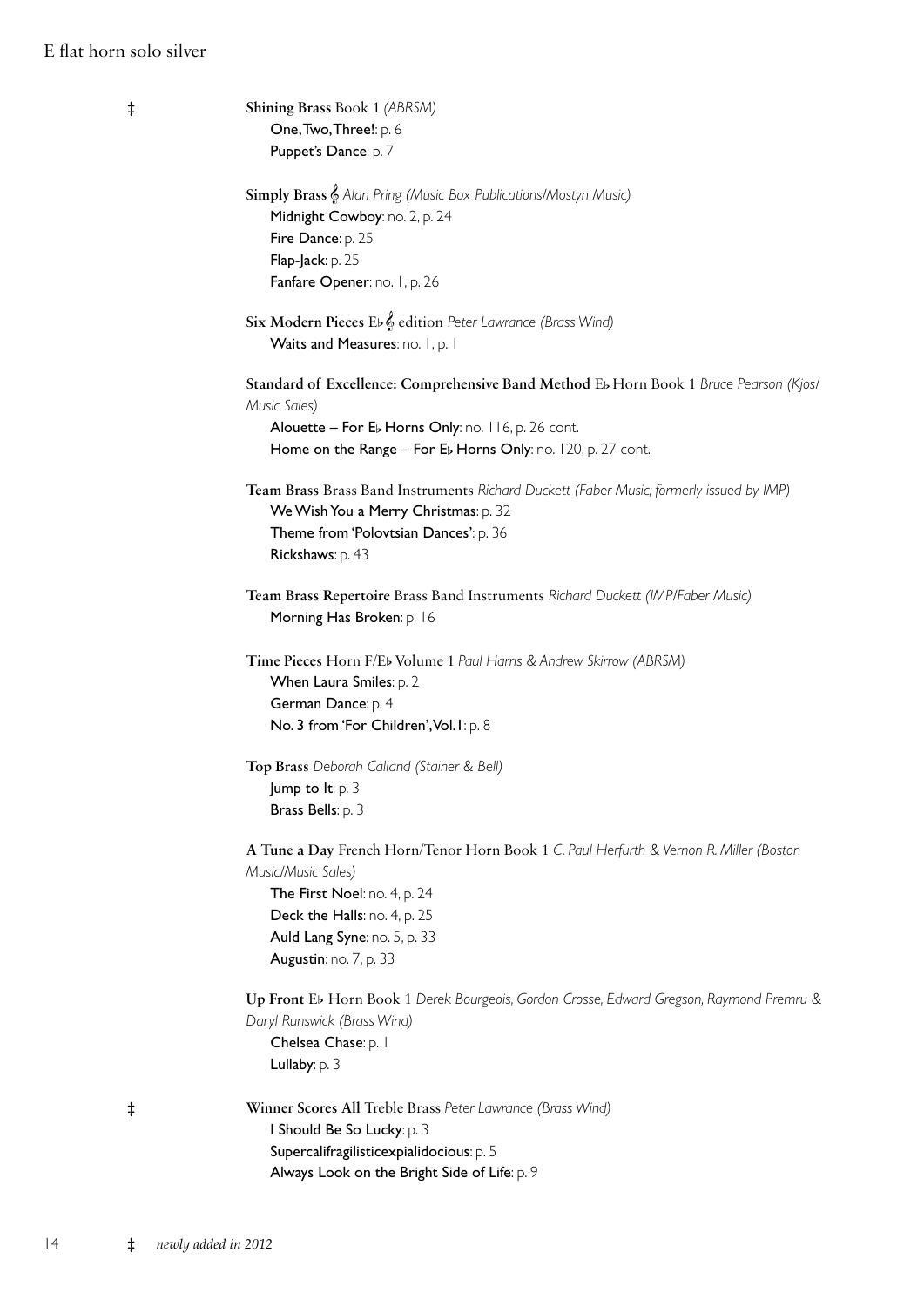E flat horn solo silver

‡ **Shining Brass** Book 1 *(ABRSM)*
- One, Two, Three!: p. 6
- Puppet's Dance: p. 7

**Simply Brass** 𝄞 *Alan Pring (Music Box Publications/Mostyn Music)*
- Midnight Cowboy: no. 2, p. 24
- Fire Dance: p. 25
- Flap-Jack: p. 25
- Fanfare Opener: no. 1, p. 26

**Six Modern Pieces** E♭ 𝄞 edition *Peter Lawrance (Brass Wind)*
- Waits and Measures: no. 1, p. 1

**Standard of Excellence: Comprehensive Band Method** E♭ Horn Book 1 *Bruce Pearson (Kjos/Music Sales)*
- Alouette – For E♭ Horns Only: no. 116, p. 26 cont.
- Home on the Range – For E♭ Horns Only: no. 120, p. 27 cont.

**Team Brass** Brass Band Instruments *Richard Duckett (Faber Music; formerly issued by IMP)*
- We Wish You a Merry Christmas: p. 32
- Theme from 'Polovtsian Dances': p. 36
- Rickshaws: p. 43

**Team Brass Repertoire** Brass Band Instruments *Richard Duckett (IMP/Faber Music)*
- Morning Has Broken: p. 16

**Time Pieces** Horn F/E♭ Volume 1 *Paul Harris & Andrew Skirrow (ABRSM)*
- When Laura Smiles: p. 2
- German Dance: p. 4
- No. 3 from 'For Children', Vol. 1: p. 8

**Top Brass** *Deborah Calland (Stainer & Bell)*
- Jump to It: p. 3
- Brass Bells: p. 3

**A Tune a Day** French Horn/Tenor Horn Book 1 *C. Paul Herfurth & Vernon R. Miller (Boston Music/Music Sales)*
- The First Noel: no. 4, p. 24
- Deck the Halls: no. 4, p. 25
- Auld Lang Syne: no. 5, p. 33
- Augustin: no. 7, p. 33

**Up Front** E♭ Horn Book 1 *Derek Bourgeois, Gordon Crosse, Edward Gregson, Raymond Premru & Daryl Runswick (Brass Wind)*
- Chelsea Chase: p. 1
- Lullaby: p. 3

‡ **Winner Scores All** Treble Brass *Peter Lawrance (Brass Wind)*
- I Should Be So Lucky: p. 3
- Supercalifragilisticexpialidocious: p. 5
- Always Look on the Bright Side of Life: p. 9

‡ *newly added in 2012*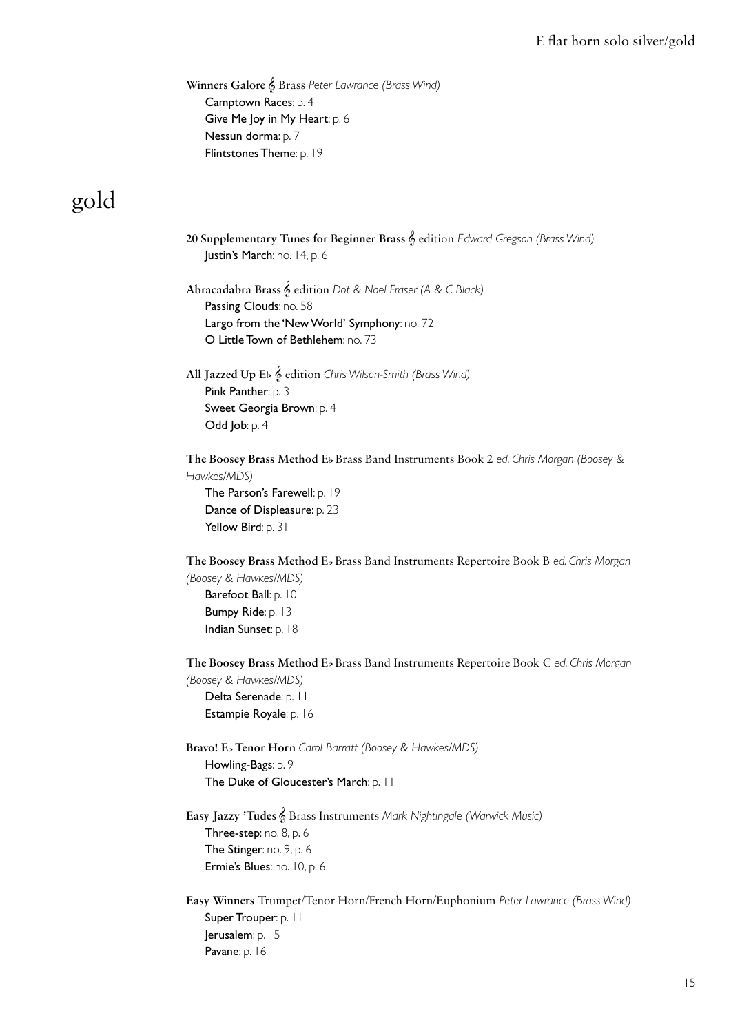**Winners Galore** 𝄞 Brass *Peter Lawrance (Brass Wind)*
Camptown Races: p. 4
Give Me Joy in My Heart: p. 6
Nessun dorma: p. 7
Flintstones Theme: p. 19

# gold

**20 Supplementary Tunes for Beginner Brass** 𝄞 edition *Edward Gregson (Brass Wind)*
Justin's March: no. 14, p. 6

**Abracadabra Brass** 𝄞 edition *Dot & Noel Fraser (A & C Black)*
Passing Clouds: no. 58
Largo from the 'New World' Symphony: no. 72
O Little Town of Bethlehem: no. 73

**All Jazzed Up** E♭ 𝄞 edition *Chris Wilson-Smith (Brass Wind)*
Pink Panther: p. 3
Sweet Georgia Brown: p. 4
Odd Job: p. 4

**The Boosey Brass Method** E♭ Brass Band Instruments Book 2 *ed. Chris Morgan (Boosey & Hawkes/MDS)*
The Parson's Farewell: p. 19
Dance of Displeasure: p. 23
Yellow Bird: p. 31

**The Boosey Brass Method** E♭ Brass Band Instruments Repertoire Book B *ed. Chris Morgan (Boosey & Hawkes/MDS)*
Barefoot Ball: p. 10
Bumpy Ride: p. 13
Indian Sunset: p. 18

**The Boosey Brass Method** E♭ Brass Band Instruments Repertoire Book C *ed. Chris Morgan (Boosey & Hawkes/MDS)*
Delta Serenade: p. 11
Estampie Royale: p. 16

**Bravo! E♭ Tenor Horn** *Carol Barratt (Boosey & Hawkes/MDS)*
Howling-Bags: p. 9
The Duke of Gloucester's March: p. 11

**Easy Jazzy 'Tudes** 𝄞 Brass Instruments *Mark Nightingale (Warwick Music)*
Three-step: no. 8, p. 6
The Stinger: no. 9, p. 6
Ermie's Blues: no. 10, p. 6

**Easy Winners** Trumpet/Tenor Horn/French Horn/Euphonium *Peter Lawrance (Brass Wind)*
Super Trouper: p. 11
Jerusalem: p. 15
Pavane: p. 16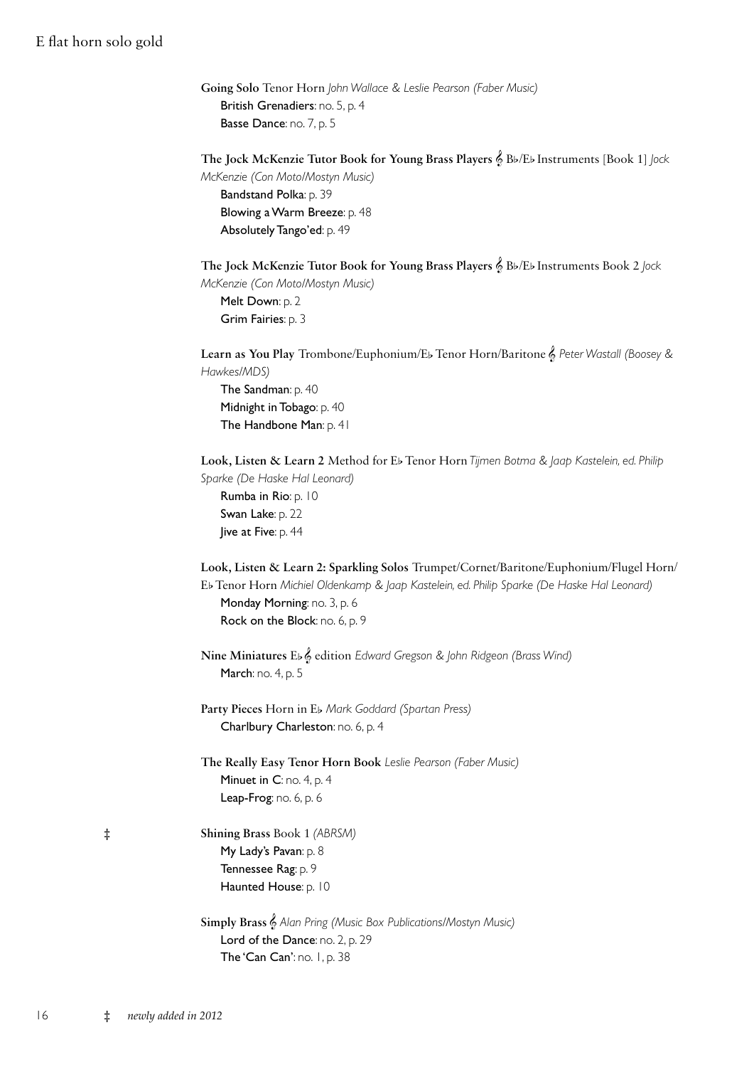# E flat horn solo gold

**Going Solo** Tenor Horn *John Wallace & Leslie Pearson (Faber Music)*
- British Grenadiers: no. 5, p. 4
- Basse Dance: no. 7, p. 5

**The Jock McKenzie Tutor Book for Young Brass Players** 𝄞 B♭/E♭ Instruments [Book 1] *Jock McKenzie (Con Moto/Mostyn Music)*
- Bandstand Polka: p. 39
- Blowing a Warm Breeze: p. 48
- Absolutely Tango'ed: p. 49

**The Jock McKenzie Tutor Book for Young Brass Players** 𝄞 B♭/E♭ Instruments Book 2 *Jock McKenzie (Con Moto/Mostyn Music)*
- Melt Down: p. 2
- Grim Fairies: p. 3

**Learn as You Play** Trombone/Euphonium/E♭ Tenor Horn/Baritone 𝄞 *Peter Wastall (Boosey & Hawkes/MDS)*
- The Sandman: p. 40
- Midnight in Tobago: p. 40
- The Handbone Man: p. 41

**Look, Listen & Learn 2** Method for E♭ Tenor Horn *Tijmen Botma & Jaap Kastelein, ed. Philip Sparke (De Haske Hal Leonard)*
- Rumba in Rio: p. 10
- Swan Lake: p. 22
- Jive at Five: p. 44

**Look, Listen & Learn 2: Sparkling Solos** Trumpet/Cornet/Baritone/Euphonium/Flugel Horn/E♭ Tenor Horn *Michiel Oldenkamp & Jaap Kastelein, ed. Philip Sparke (De Haske Hal Leonard)*
- Monday Morning: no. 3, p. 6
- Rock on the Block: no. 6, p. 9

**Nine Miniatures** E♭ 𝄞 edition *Edward Gregson & John Ridgeon (Brass Wind)*
- March: no. 4, p. 5

**Party Pieces** Horn in E♭ *Mark Goddard (Spartan Press)*
- Charlbury Charleston: no. 6, p. 4

**The Really Easy Tenor Horn Book** *Leslie Pearson (Faber Music)*
- Minuet in C: no. 4, p. 4
- Leap-Frog: no. 6, p. 6

‡ **Shining Brass** Book 1 *(ABRSM)*
- My Lady's Pavan: p. 8
- Tennessee Rag: p. 9
- Haunted House: p. 10

**Simply Brass** 𝄞 *Alan Pring (Music Box Publications/Mostyn Music)*
- Lord of the Dance: no. 2, p. 29
- The 'Can Can': no. 1, p. 38

‡ *newly added in 2012*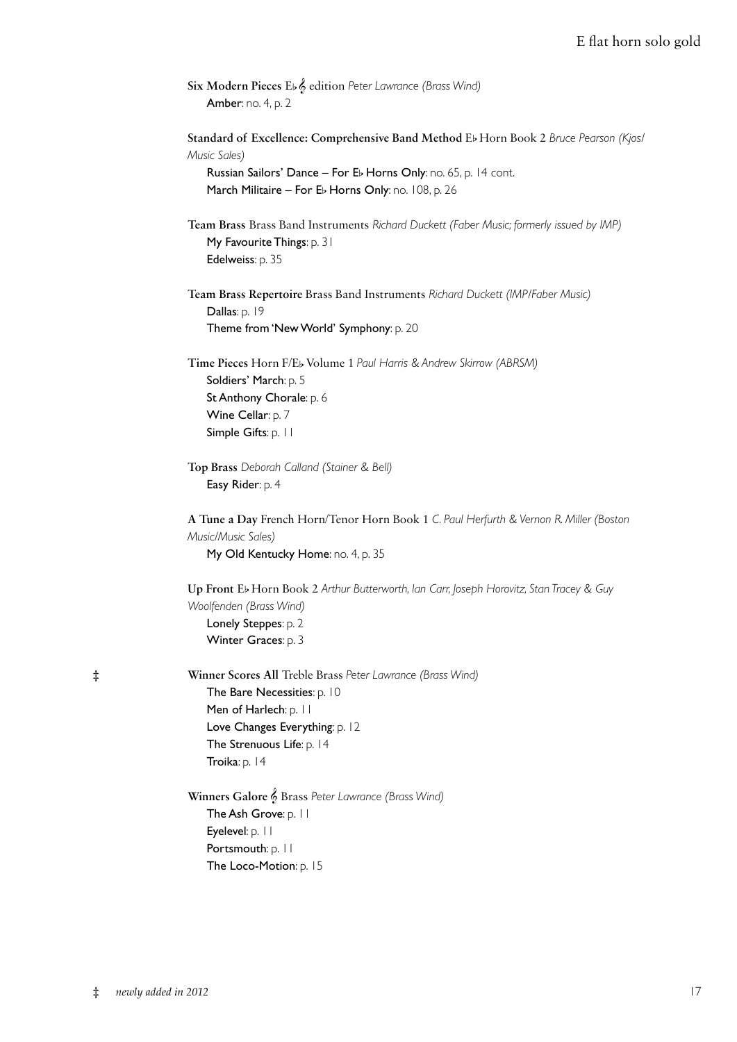**Six Modern Pieces** E♭ 𝄞 edition *Peter Lawrance (Brass Wind)*
Amber: no. 4, p. 2

**Standard of Excellence: Comprehensive Band Method** E♭ Horn Book 2 *Bruce Pearson (Kjos/Music Sales)*
Russian Sailors' Dance – For E♭ Horns Only: no. 65, p. 14 cont.
March Militaire – For E♭ Horns Only: no. 108, p. 26

**Team Brass** Brass Band Instruments *Richard Duckett (Faber Music; formerly issued by IMP)*
My Favourite Things: p. 31
Edelweiss: p. 35

**Team Brass Repertoire** Brass Band Instruments *Richard Duckett (IMP/Faber Music)*
Dallas: p. 19
Theme from 'New World' Symphony: p. 20

**Time Pieces** Horn F/E♭ Volume 1 *Paul Harris & Andrew Skirrow (ABRSM)*
Soldiers' March: p. 5
St Anthony Chorale: p. 6
Wine Cellar: p. 7
Simple Gifts: p. 11

**Top Brass** *Deborah Calland (Stainer & Bell)*
Easy Rider: p. 4

**A Tune a Day** French Horn/Tenor Horn Book 1 *C. Paul Herfurth & Vernon R. Miller (Boston Music/Music Sales)*
My Old Kentucky Home: no. 4, p. 35

**Up Front** E♭ Horn Book 2 *Arthur Butterworth, Ian Carr, Joseph Horovitz, Stan Tracey & Guy Woolfenden (Brass Wind)*
Lonely Steppes: p. 2
Winter Graces: p. 3

‡ **Winner Scores All** Treble Brass *Peter Lawrance (Brass Wind)*
The Bare Necessities: p. 10
Men of Harlech: p. 11
Love Changes Everything: p. 12
The Strenuous Life: p. 14
Troika: p. 14

**Winners Galore** 𝄞 Brass *Peter Lawrance (Brass Wind)*
The Ash Grove: p. 11
Eyelevel: p. 11
Portsmouth: p. 11
The Loco-Motion: p. 15

‡ *newly added in 2012*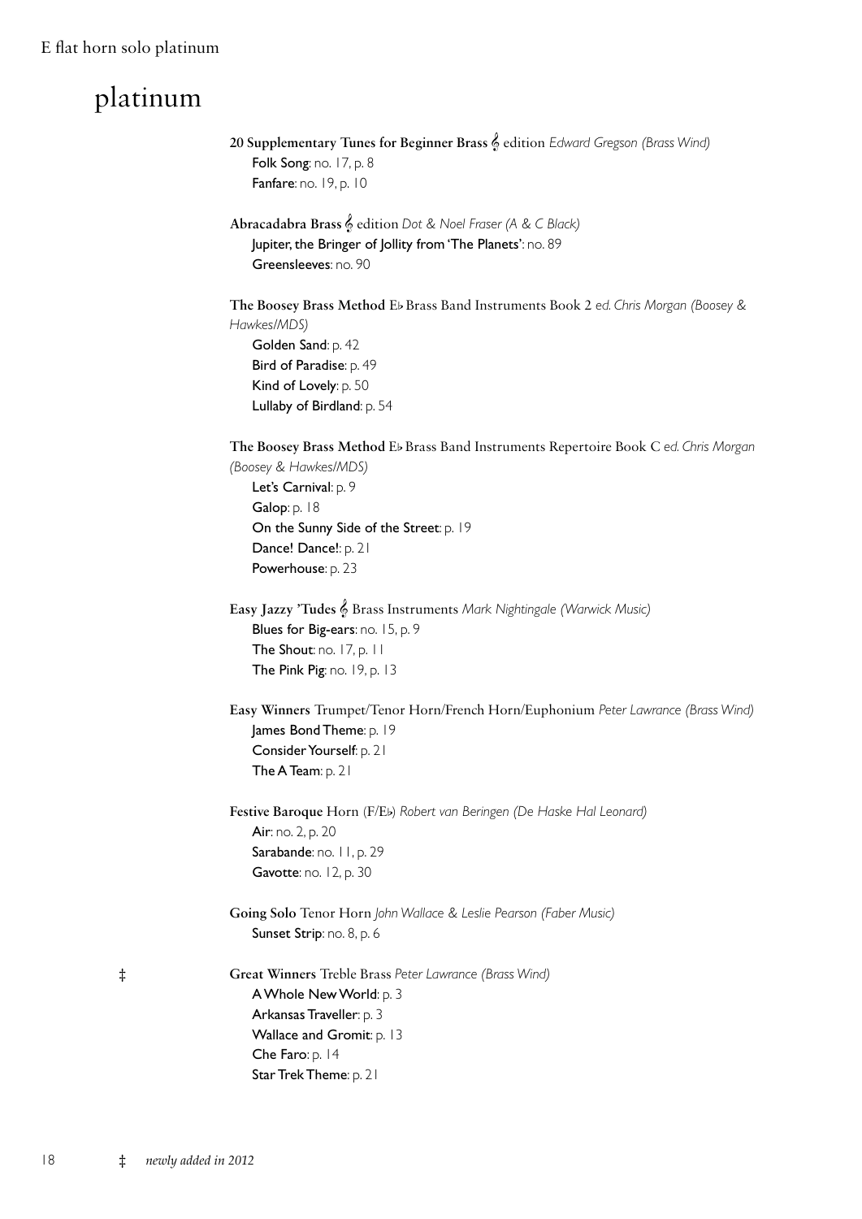# platinum

**20 Supplementary Tunes for Beginner Brass** 𝄞 edition *Edward Gregson (Brass Wind)*
- Folk Song: no. 17, p. 8
- Fanfare: no. 19, p. 10

**Abracadabra Brass** 𝄞 edition *Dot & Noel Fraser (A & C Black)*
- Jupiter, the Bringer of Jollity from 'The Planets': no. 89
- Greensleeves: no. 90

**The Boosey Brass Method** E♭ Brass Band Instruments Book 2 *ed. Chris Morgan (Boosey & Hawkes/MDS)*
- Golden Sand: p. 42
- Bird of Paradise: p. 49
- Kind of Lovely: p. 50
- Lullaby of Birdland: p. 54

**The Boosey Brass Method** E♭ Brass Band Instruments Repertoire Book C *ed. Chris Morgan (Boosey & Hawkes/MDS)*
- Let's Carnival: p. 9
- Galop: p. 18
- On the Sunny Side of the Street: p. 19
- Dance! Dance!: p. 21
- Powerhouse: p. 23

**Easy Jazzy 'Tudes** 𝄞 Brass Instruments *Mark Nightingale (Warwick Music)*
- Blues for Big-ears: no. 15, p. 9
- The Shout: no. 17, p. 11
- The Pink Pig: no. 19, p. 13

**Easy Winners** Trumpet/Tenor Horn/French Horn/Euphonium *Peter Lawrance (Brass Wind)*
- James Bond Theme: p. 19
- Consider Yourself: p. 21
- The A Team: p. 21

**Festive Baroque** Horn (F/E♭) *Robert van Beringen (De Haske Hal Leonard)*
- Air: no. 2, p. 20
- Sarabande: no. 11, p. 29
- Gavotte: no. 12, p. 30

**Going Solo** Tenor Horn *John Wallace & Leslie Pearson (Faber Music)*
- Sunset Strip: no. 8, p. 6

‡ **Great Winners** Treble Brass *Peter Lawrance (Brass Wind)*
- A Whole New World: p. 3
- Arkansas Traveller: p. 3
- Wallace and Gromit: p. 13
- Che Faro: p. 14
- Star Trek Theme: p. 21

‡ *newly added in 2012*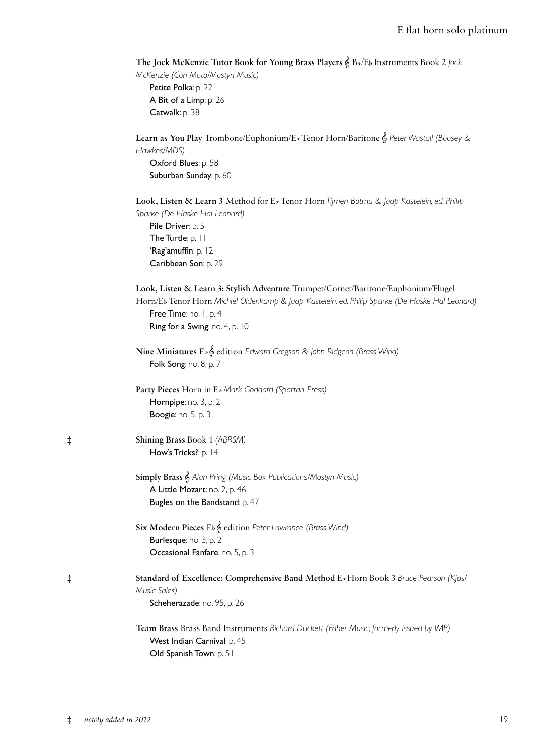**The Jock McKenzie Tutor Book for Young Brass Players** 𝄞 B♭/E♭ Instruments Book 2 *Jock McKenzie (Con Moto/Mostyn Music)*
  Petite Polka: p. 22
  A Bit of a Limp: p. 26
  Catwalk: p. 38

**Learn as You Play** Trombone/Euphonium/E♭ Tenor Horn/Baritone 𝄞 *Peter Wastall (Boosey & Hawkes/MDS)*
  Oxford Blues: p. 58
  Suburban Sunday: p. 60

**Look, Listen & Learn 3** Method for E♭ Tenor Horn *Tijmen Botma & Jaap Kastelein, ed. Philip Sparke (De Haske Hal Leonard)*
  Pile Driver: p. 5
  The Turtle: p. 11
  'Rag'amuffin: p. 12
  Caribbean Son: p. 29

**Look, Listen & Learn 3: Stylish Adventure** Trumpet/Cornet/Baritone/Euphonium/Flugel Horn/E♭ Tenor Horn *Michiel Oldenkamp & Jaap Kastelein, ed. Philip Sparke (De Haske Hal Leonard)*
  Free Time: no. 1, p. 4
  Ring for a Swing: no. 4, p. 10

**Nine Miniatures** E♭ 𝄞 edition *Edward Gregson & John Ridgeon (Brass Wind)*
  Folk Song: no. 8, p. 7

**Party Pieces** Horn in E♭ *Mark Goddard (Spartan Press)*
  Hornpipe: no. 3, p. 2
  Boogie: no. 5, p. 3

‡ **Shining Brass** Book 1 *(ABRSM)*
  How's Tricks?: p. 14

**Simply Brass** 𝄞 *Alan Pring (Music Box Publications/Mostyn Music)*
  A Little Mozart: no. 2, p. 46
  Bugles on the Bandstand: p. 47

**Six Modern Pieces** E♭ 𝄞 edition *Peter Lawrance (Brass Wind)*
  Burlesque: no. 3, p. 2
  Occasional Fanfare: no. 5, p. 3

‡ **Standard of Excellence: Comprehensive Band Method** E♭ Horn Book 3 *Bruce Pearson (Kjos/Music Sales)*
  Scheherazade: no. 95, p. 26

**Team Brass** Brass Band Instruments *Richard Duckett (Faber Music; formerly issued by IMP)*
  West Indian Carnival: p. 45
  Old Spanish Town: p. 51

‡ *newly added in 2012*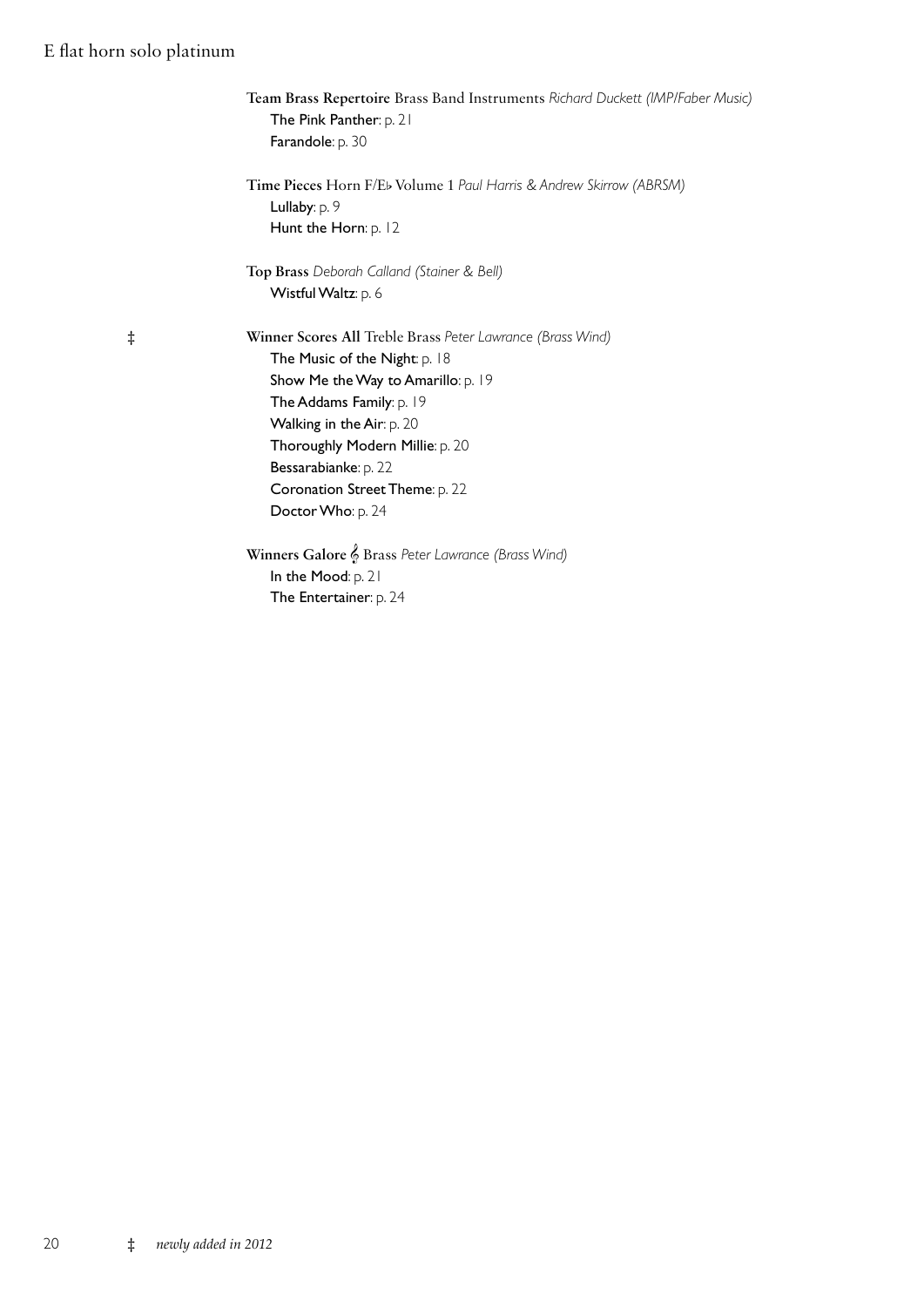E flat horn solo platinum

**Team Brass Repertoire** Brass Band Instruments *Richard Duckett (IMP/Faber Music)*
- The Pink Panther: p. 21
- Farandole: p. 30

**Time Pieces** Horn F/E♭ Volume 1 *Paul Harris & Andrew Skirrow (ABRSM)*
- Lullaby: p. 9
- Hunt the Horn: p. 12

**Top Brass** *Deborah Calland (Stainer & Bell)*
- Wistful Waltz: p. 6

‡ **Winner Scores All** Treble Brass *Peter Lawrance (Brass Wind)*
- The Music of the Night: p. 18
- Show Me the Way to Amarillo: p. 19
- The Addams Family: p. 19
- Walking in the Air: p. 20
- Thoroughly Modern Millie: p. 20
- Bessarabianke: p. 22
- Coronation Street Theme: p. 22
- Doctor Who: p. 24

**Winners Galore** 𝄞 Brass *Peter Lawrance (Brass Wind)*
- In the Mood: p. 21
- The Entertainer: p. 24

‡ *newly added in 2012*